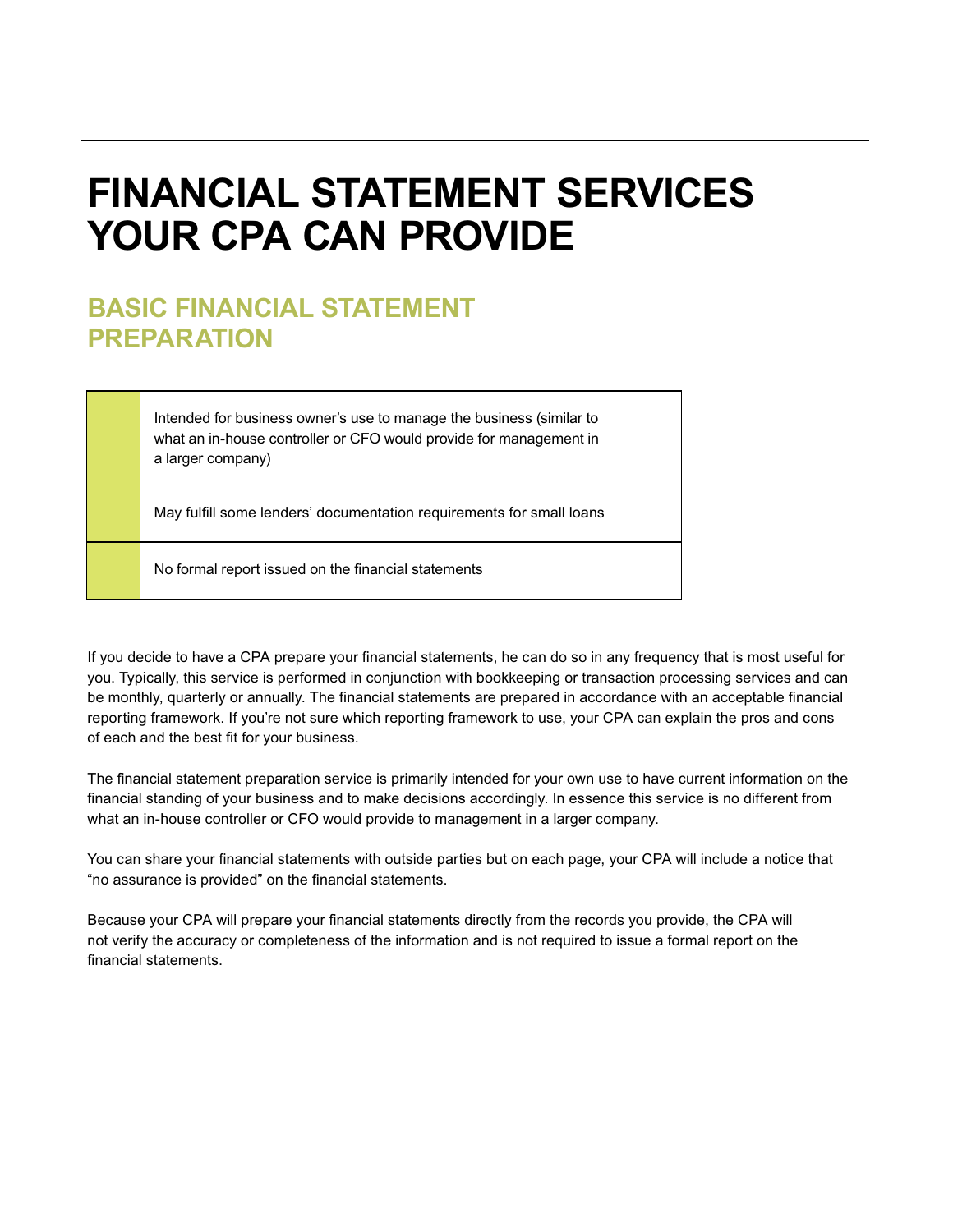# FINANCIAL STATEMENT SERVICES YOUR CPA CAN PROVIDE

## BASIC FINANCIAL STATEMENT PREPARATION

| | |
|---|---|
| | Intended for business owner's use to manage the business (similar to what an in-house controller or CFO would provide for management in a larger company) |
| | May fulfill some lenders' documentation requirements for small loans |
| | No formal report issued on the financial statements |

If you decide to have a CPA prepare your financial statements, he can do so in any frequency that is most useful for you. Typically, this service is performed in conjunction with bookkeeping or transaction processing services and can be monthly, quarterly or annually. The financial statements are prepared in accordance with an acceptable financial reporting framework. If you're not sure which reporting framework to use, your CPA can explain the pros and cons of each and the best fit for your business.

The financial statement preparation service is primarily intended for your own use to have current information on the financial standing of your business and to make decisions accordingly. In essence this service is no different from what an in-house controller or CFO would provide to management in a larger company.

You can share your financial statements with outside parties but on each page, your CPA will include a notice that "no assurance is provided" on the financial statements.

Because your CPA will prepare your financial statements directly from the records you provide, the CPA will not verify the accuracy or completeness of the information and is not required to issue a formal report on the financial statements.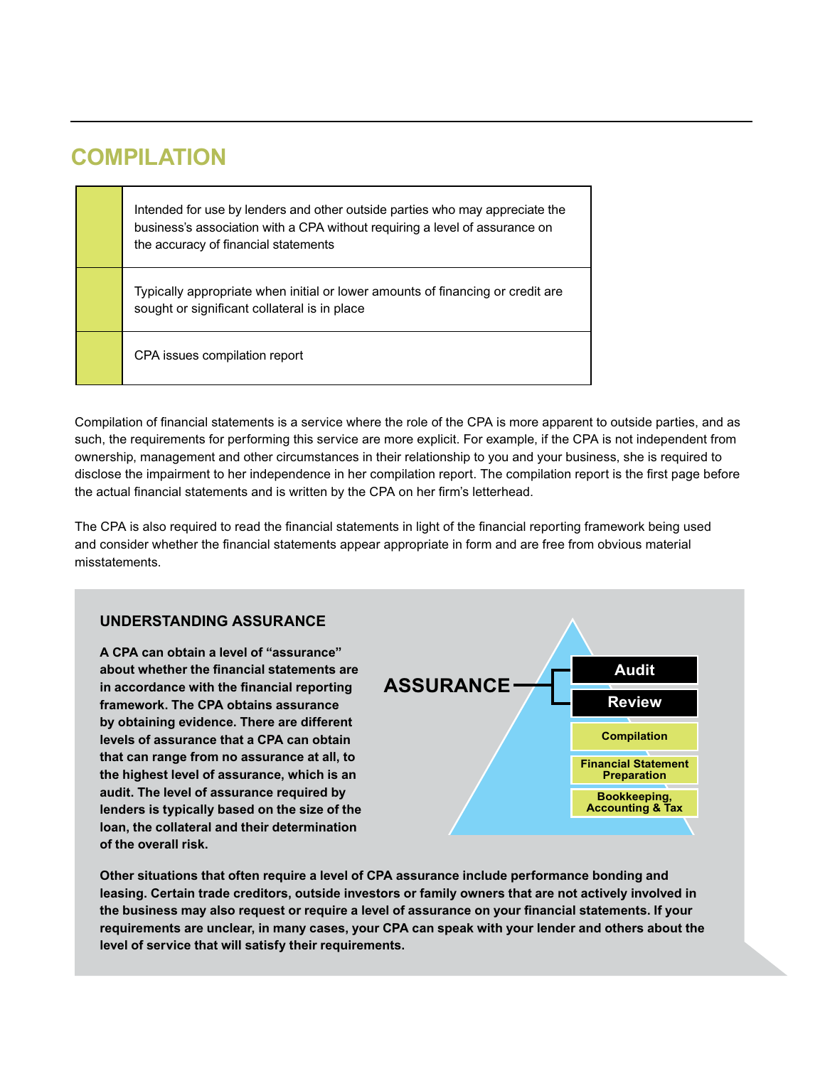## COMPILATION

| | |
|---|---|
| | Intended for use by lenders and other outside parties who may appreciate the business's association with a CPA without requiring a level of assurance on the accuracy of financial statements |
| | Typically appropriate when initial or lower amounts of financing or credit are sought or significant collateral is in place |
| | CPA issues compilation report |

Compilation of financial statements is a service where the role of the CPA is more apparent to outside parties, and as such, the requirements for performing this service are more explicit. For example, if the CPA is not independent from ownership, management and other circumstances in their relationship to you and your business, she is required to disclose the impairment to her independence in her compilation report. The compilation report is the first page before the actual financial statements and is written by the CPA on her firm's letterhead.

The CPA is also required to read the financial statements in light of the financial reporting framework being used and consider whether the financial statements appear appropriate in form and are free from obvious material misstatements.

### UNDERSTANDING ASSURANCE

**A CPA can obtain a level of "assurance" about whether the financial statements are in accordance with the financial reporting framework. The CPA obtains assurance by obtaining evidence. There are different levels of assurance that a CPA can obtain that can range from no assurance at all, to the highest level of assurance, which is an audit. The level of assurance required by lenders is typically based on the size of the loan, the collateral and their determination of the overall risk.**

**ASSURANCE**

- **Audit**
- **Review**
- **Compilation**
- **Financial Statement Preparation**
- **Bookkeeping, Accounting & Tax**

**Other situations that often require a level of CPA assurance include performance bonding and leasing. Certain trade creditors, outside investors or family owners that are not actively involved in the business may also request or require a level of assurance on your financial statements. If your requirements are unclear, in many cases, your CPA can speak with your lender and others about the level of service that will satisfy their requirements.**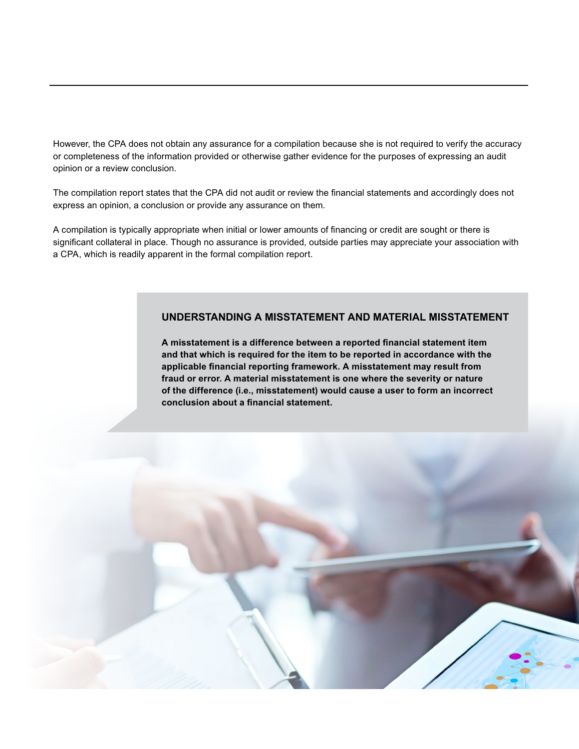However, the CPA does not obtain any assurance for a compilation because she is not required to verify the accuracy or completeness of the information provided or otherwise gather evidence for the purposes of expressing an audit opinion or a review conclusion.

The compilation report states that the CPA did not audit or review the financial statements and accordingly does not express an opinion, a conclusion or provide any assurance on them.

A compilation is typically appropriate when initial or lower amounts of financing or credit are sought or there is significant collateral in place. Though no assurance is provided, outside parties may appreciate your association with a CPA, which is readily apparent in the formal compilation report.

### UNDERSTANDING A MISSTATEMENT AND MATERIAL MISSTATEMENT

**A misstatement is a difference between a reported financial statement item and that which is required for the item to be reported in accordance with the applicable financial reporting framework. A misstatement may result from fraud or error. A material misstatement is one where the severity or nature of the difference (i.e., misstatement) would cause a user to form an incorrect conclusion about a financial statement.**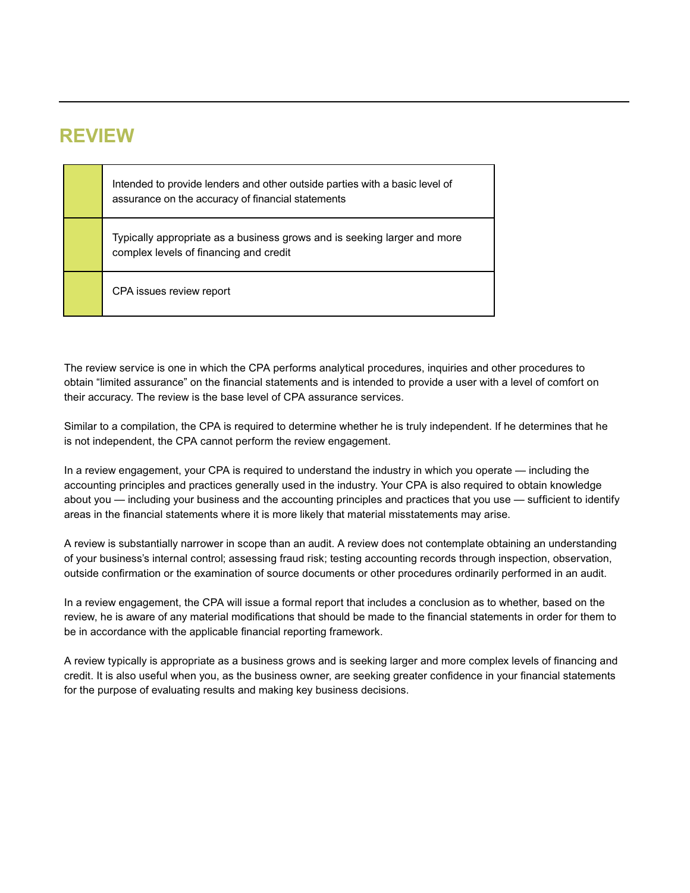## REVIEW

| | |
|---|---|
| | Intended to provide lenders and other outside parties with a basic level of assurance on the accuracy of financial statements |
| | Typically appropriate as a business grows and is seeking larger and more complex levels of financing and credit |
| | CPA issues review report |

The review service is one in which the CPA performs analytical procedures, inquiries and other procedures to obtain "limited assurance" on the financial statements and is intended to provide a user with a level of comfort on their accuracy. The review is the base level of CPA assurance services.

Similar to a compilation, the CPA is required to determine whether he is truly independent. If he determines that he is not independent, the CPA cannot perform the review engagement.

In a review engagement, your CPA is required to understand the industry in which you operate — including the accounting principles and practices generally used in the industry. Your CPA is also required to obtain knowledge about you — including your business and the accounting principles and practices that you use — sufficient to identify areas in the financial statements where it is more likely that material misstatements may arise.

A review is substantially narrower in scope than an audit. A review does not contemplate obtaining an understanding of your business's internal control; assessing fraud risk; testing accounting records through inspection, observation, outside confirmation or the examination of source documents or other procedures ordinarily performed in an audit.

In a review engagement, the CPA will issue a formal report that includes a conclusion as to whether, based on the review, he is aware of any material modifications that should be made to the financial statements in order for them to be in accordance with the applicable financial reporting framework.

A review typically is appropriate as a business grows and is seeking larger and more complex levels of financing and credit. It is also useful when you, as the business owner, are seeking greater confidence in your financial statements for the purpose of evaluating results and making key business decisions.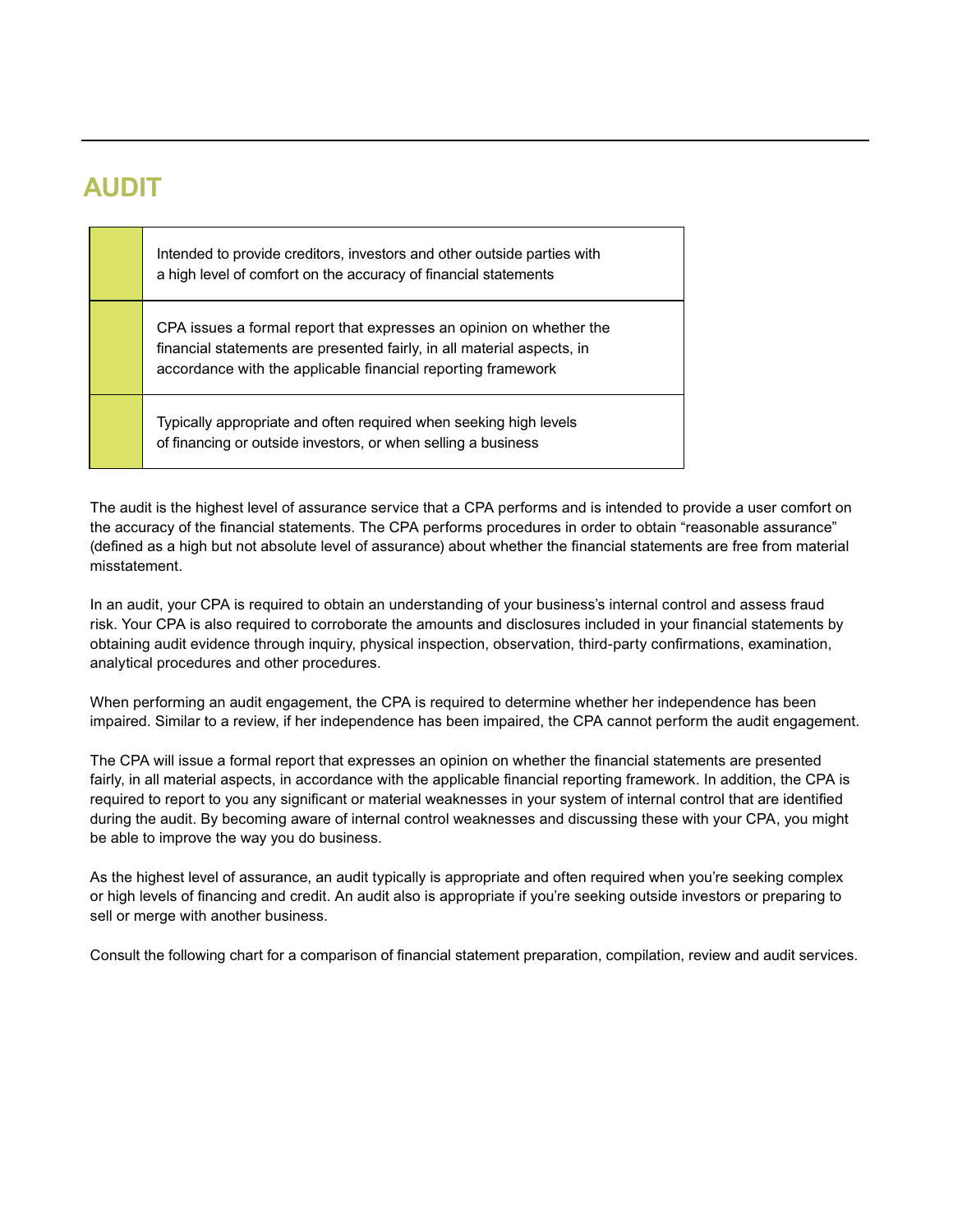## AUDIT

| | |
|---|---|
| | Intended to provide creditors, investors and other outside parties with a high level of comfort on the accuracy of financial statements |
| | CPA issues a formal report that expresses an opinion on whether the financial statements are presented fairly, in all material aspects, in accordance with the applicable financial reporting framework |
| | Typically appropriate and often required when seeking high levels of financing or outside investors, or when selling a business |

The audit is the highest level of assurance service that a CPA performs and is intended to provide a user comfort on the accuracy of the financial statements. The CPA performs procedures in order to obtain "reasonable assurance" (defined as a high but not absolute level of assurance) about whether the financial statements are free from material misstatement.

In an audit, your CPA is required to obtain an understanding of your business's internal control and assess fraud risk. Your CPA is also required to corroborate the amounts and disclosures included in your financial statements by obtaining audit evidence through inquiry, physical inspection, observation, third-party confirmations, examination, analytical procedures and other procedures.

When performing an audit engagement, the CPA is required to determine whether her independence has been impaired. Similar to a review, if her independence has been impaired, the CPA cannot perform the audit engagement.

The CPA will issue a formal report that expresses an opinion on whether the financial statements are presented fairly, in all material aspects, in accordance with the applicable financial reporting framework. In addition, the CPA is required to report to you any significant or material weaknesses in your system of internal control that are identified during the audit. By becoming aware of internal control weaknesses and discussing these with your CPA, you might be able to improve the way you do business.

As the highest level of assurance, an audit typically is appropriate and often required when you're seeking complex or high levels of financing and credit. An audit also is appropriate if you're seeking outside investors or preparing to sell or merge with another business.

Consult the following chart for a comparison of financial statement preparation, compilation, review and audit services.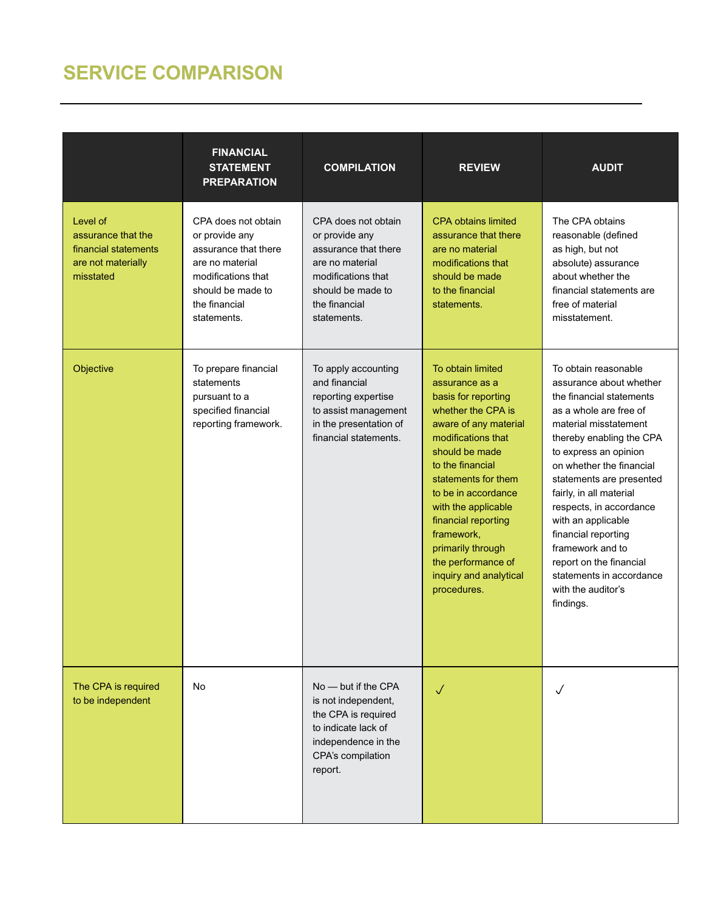# SERVICE COMPARISON

| | FINANCIAL STATEMENT PREPARATION | COMPILATION | REVIEW | AUDIT |
|---|---|---|---|---|
| Level of assurance that the financial statements are not materially misstated | CPA does not obtain or provide any assurance that there are no material modifications that should be made to the financial statements. | CPA does not obtain or provide any assurance that there are no material modifications that should be made to the financial statements. | CPA obtains limited assurance that there are no material modifications that should be made to the financial statements. | The CPA obtains reasonable (defined as high, but not absolute) assurance about whether the financial statements are free of material misstatement. |
| Objective | To prepare financial statements pursuant to a specified financial reporting framework. | To apply accounting and financial reporting expertise to assist management in the presentation of financial statements. | To obtain limited assurance as a basis for reporting whether the CPA is aware of any material modifications that should be made to the financial statements for them to be in accordance with the applicable financial reporting framework, primarily through the performance of inquiry and analytical procedures. | To obtain reasonable assurance about whether the financial statements as a whole are free of material misstatement thereby enabling the CPA to express an opinion on whether the financial statements are presented fairly, in all material respects, in accordance with an applicable financial reporting framework and to report on the financial statements in accordance with the auditor's findings. |
| The CPA is required to be independent | No | No — but if the CPA is not independent, the CPA is required to indicate lack of independence in the CPA's compilation report. | ✓ | ✓ |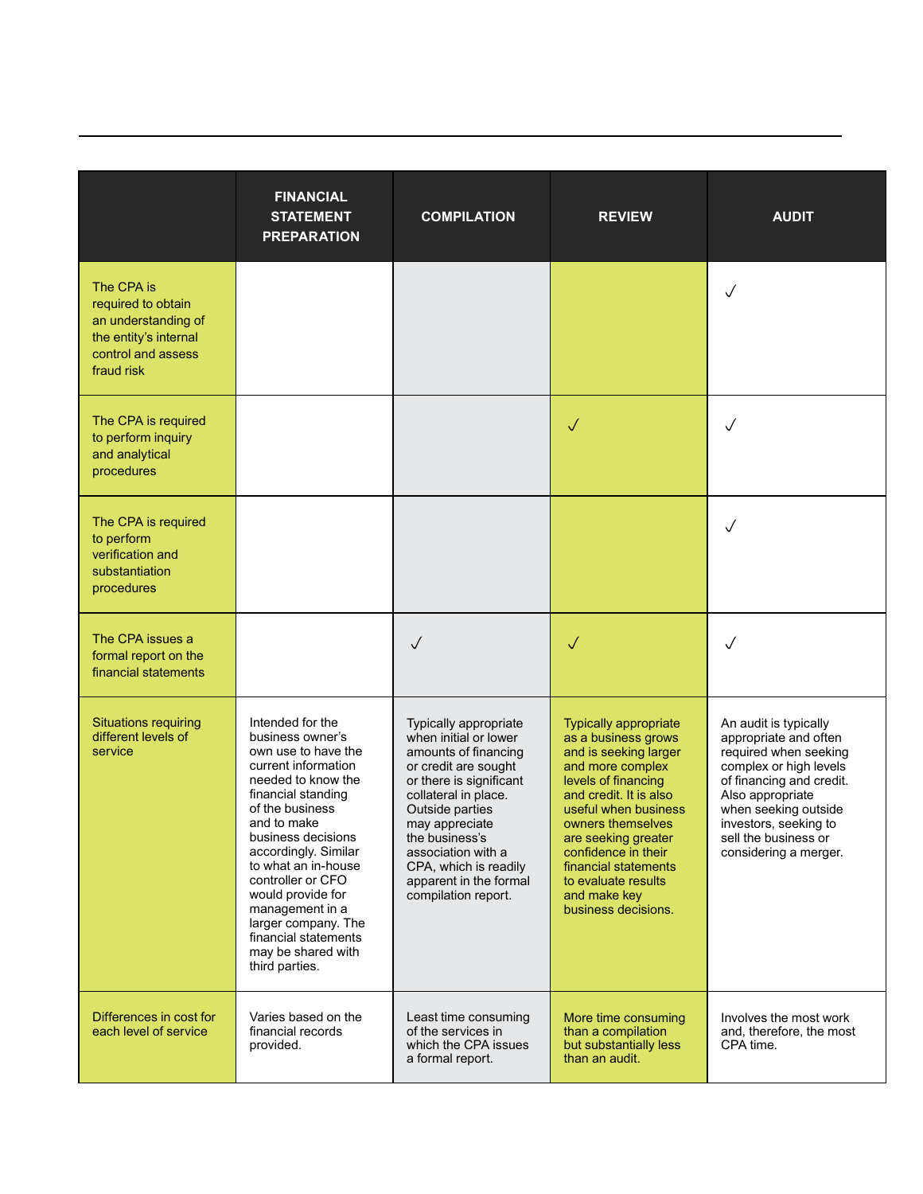| | FINANCIAL STATEMENT PREPARATION | COMPILATION | REVIEW | AUDIT |
|---|---|---|---|---|
| The CPA is required to obtain an understanding of the entity's internal control and assess fraud risk | | | | ✓ |
| The CPA is required to perform inquiry and analytical procedures | | | ✓ | ✓ |
| The CPA is required to perform verification and substantiation procedures | | | | ✓ |
| The CPA issues a formal report on the financial statements | | ✓ | ✓ | ✓ |
| Situations requiring different levels of service | Intended for the business owner's own use to have the current information needed to know the financial standing of the business and to make business decisions accordingly. Similar to what an in-house controller or CFO would provide for management in a larger company. The financial statements may be shared with third parties. | Typically appropriate when initial or lower amounts of financing or credit are sought or there is significant collateral in place. Outside parties may appreciate the business's association with a CPA, which is readily apparent in the formal compilation report. | Typically appropriate as a business grows and is seeking larger and more complex levels of financing and credit. It is also useful when business owners themselves are seeking greater confidence in their financial statements to evaluate results and make key business decisions. | An audit is typically appropriate and often required when seeking complex or high levels of financing and credit. Also appropriate when seeking outside investors, seeking to sell the business or considering a merger. |
| Differences in cost for each level of service | Varies based on the financial records provided. | Least time consuming of the services in which the CPA issues a formal report. | More time consuming than a compilation but substantially less than an audit. | Involves the most work and, therefore, the most CPA time. |